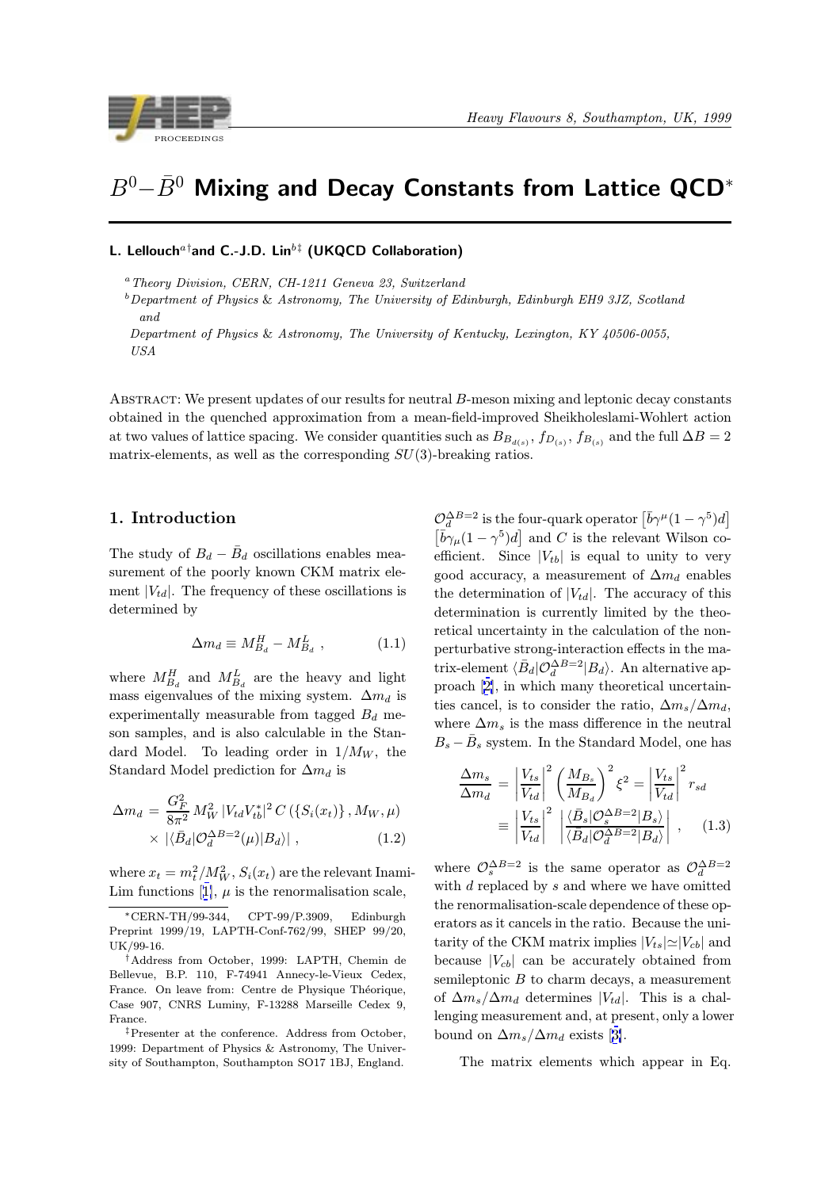# $B^0-\bar{B}^0$ Mixing and Decay Constants from Lattice QCD*

**L. Lellouch[a†] and C.-J.D. Lin[b‡] (UKQCD Collaboration)**

[a] *Theory Division, CERN, CH-1211 Geneva 23, Switzerland*

[b] *Department of Physics & Astronomy, The University of Edinburgh, Edinburgh EH9 3JZ, Scotland and*

*Department of Physics & Astronomy, The University of Kentucky, Lexington, KY 40506-0055, USA*

Abstract: We present updates of our results for neutral $B$-meson mixing and leptonic decay constants obtained in the quenched approximation from a mean-field-improved Sheikholeslami-Wohlert action at two values of lattice spacing. We consider quantities such as $B_{B_{d(s)}}$, $f_{D_{(s)}}$, $f_{B_{(s)}}$ and the full $\Delta B = 2$ matrix-elements, as well as the corresponding $SU(3)$-breaking ratios.

## 1. Introduction

The study of $B_d - \bar{B}_d$ oscillations enables measurement of the poorly known CKM matrix element $|V_{td}|$. The frequency of these oscillations is determined by

$$\Delta m_d \equiv M^H_{B_d} - M^L_{B_d} \ , \tag{1.1}$$

where $M^H_{B_d}$ and $M^L_{B_d}$ are the heavy and light mass eigenvalues of the mixing system. $\Delta m_d$ is experimentally measurable from tagged $B_d$ meson samples, and is also calculable in the Standard Model. To leading order in $1/M_W$, the Standard Model prediction for $\Delta m_d$ is

$$\Delta m_d = \frac{G_F^2}{8\pi^2} M_W^2 \, |V_{td}V_{tb}^*|^2 \, C\left(\{S_i(x_t)\}, M_W, \mu\right) \times |\langle \bar{B}_d|\mathcal{O}_d^{\Delta B=2}(\mu)|B_d\rangle| \ , \tag{1.2}$$

where $x_t = m_t^2/M_W^2$, $S_i(x_t)$ are the relevant Inami-Lim functions [1], $\mu$ is the renormalisation scale, $\mathcal{O}_d^{\Delta B=2}$ is the four-quark operator $\left[\bar{b}\gamma^\mu(1-\gamma^5)d\right]\left[\bar{b}\gamma_\mu(1-\gamma^5)d\right]$ and $C$ is the relevant Wilson coefficient. Since $|V_{tb}|$ is equal to unity to very good accuracy, a measurement of $\Delta m_d$ enables the determination of $|V_{td}|$. The accuracy of this determination is currently limited by the theoretical uncertainty in the calculation of the nonperturbative strong-interaction effects in the matrix-element $\langle \bar{B}_d|\mathcal{O}_d^{\Delta B=2}|B_d\rangle$. An alternative approach [2], in which many theoretical uncertainties cancel, is to consider the ratio, $\Delta m_s/\Delta m_d$, where $\Delta m_s$ is the mass difference in the neutral $B_s - \bar{B}_s$ system. In the Standard Model, one has

$$\frac{\Delta m_s}{\Delta m_d} = \left|\frac{V_{ts}}{V_{td}}\right|^2 \left(\frac{M_{B_s}}{M_{B_d}}\right)^2 \xi^2 = \left|\frac{V_{ts}}{V_{td}}\right|^2 r_{sd} \equiv \left|\frac{V_{ts}}{V_{td}}\right|^2 \left|\frac{\langle \bar{B}_s|\mathcal{O}_s^{\Delta B=2}|B_s\rangle}{\langle \bar{B}_d|\mathcal{O}_d^{\Delta B=2}|B_d\rangle}\right| \ , \tag{1.3}$$

where $\mathcal{O}_s^{\Delta B=2}$ is the same operator as $\mathcal{O}_d^{\Delta B=2}$ with $d$ replaced by $s$ and where we have omitted the renormalisation-scale dependence of these operators as it cancels in the ratio. Because the unitarity of the CKM matrix implies $|V_{ts}| \simeq |V_{cb}|$ and because $|V_{cb}|$ can be accurately obtained from semileptonic $B$ to charm decays, a measurement of $\Delta m_s/\Delta m_d$ determines $|V_{td}|$. This is a challenging measurement and, at present, only a lower bound on $\Delta m_s/\Delta m_d$ exists [3].

The matrix elements which appear in Eq.

---

*CERN-TH/99-344, CPT-99/P.3909, Edinburgh Preprint 1999/19, LAPTH-Conf-762/99, SHEP 99/20, UK/99-16.

†Address from October, 1999: LAPTH, Chemin de Bellevue, B.P. 110, F-74941 Annecy-le-Vieux Cedex, France. On leave from: Centre de Physique Théorique, Case 907, CNRS Luminy, F-13288 Marseille Cedex 9, France.

‡Presenter at the conference. Address from October, 1999: Department of Physics & Astronomy, The University of Southampton, Southampton SO17 1BJ, England.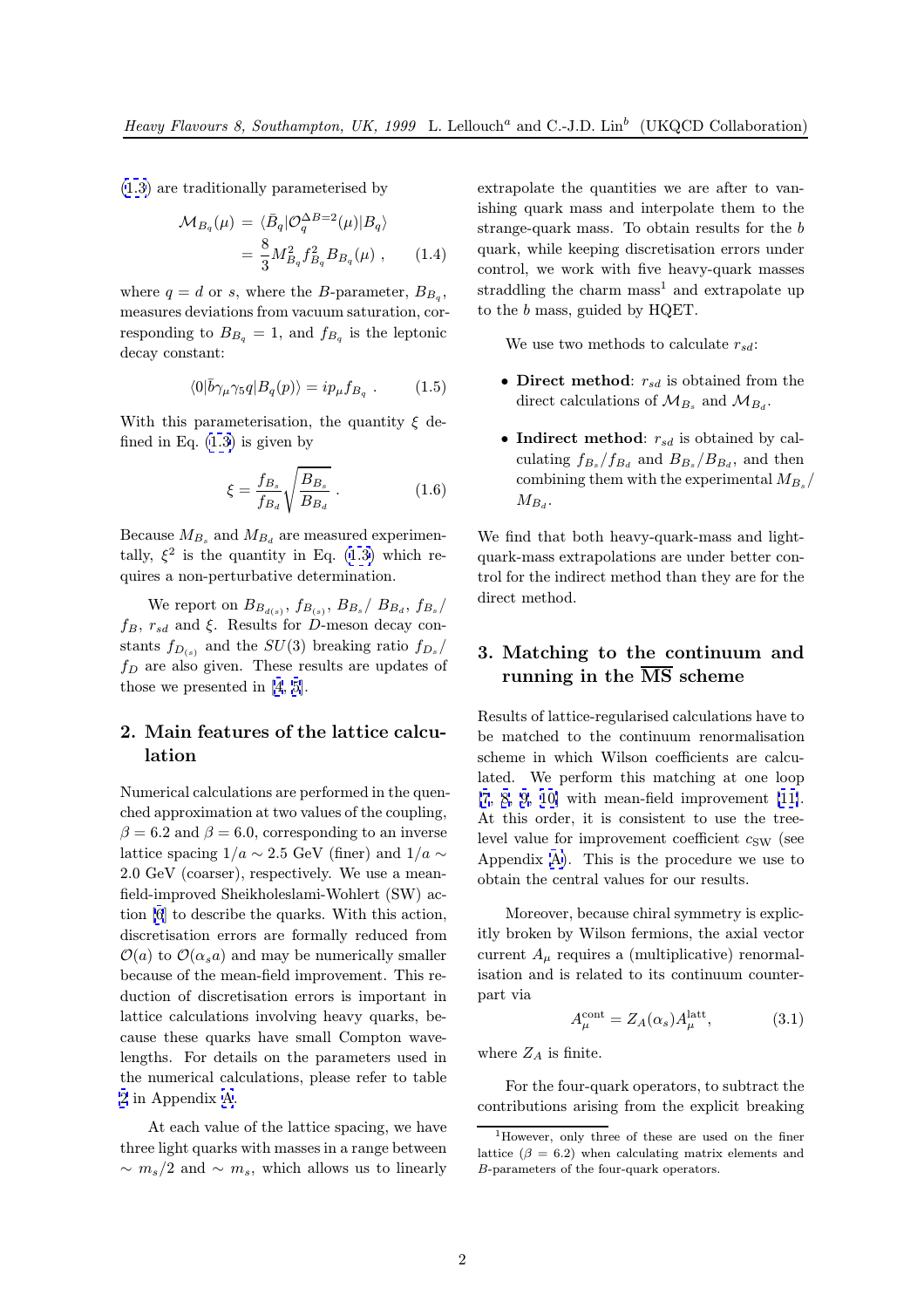(1.3) are traditionally parameterised by

$$\mathcal{M}_{B_q}(\mu) = \langle \bar{B}_q | \mathcal{O}_q^{\Delta B=2}(\mu) | B_q \rangle = \frac{8}{3} M_{B_q}^2 f_{B_q}^2 B_{B_q}(\mu) \ , \qquad (1.4)$$

where $q = d$ or $s$, where the $B$-parameter, $B_{B_q}$, measures deviations from vacuum saturation, corresponding to $B_{B_q} = 1$, and $f_{B_q}$ is the leptonic decay constant:

$$\langle 0 | \bar{b} \gamma_\mu \gamma_5 q | B_q(p) \rangle = i p_\mu f_{B_q} \ . \qquad (1.5)$$

With this parameterisation, the quantity $\xi$ defined in Eq. (1.3) is given by

$$\xi = \frac{f_{B_s}}{f_{B_d}} \sqrt{\frac{B_{B_s}}{B_{B_d}}} \ . \qquad (1.6)$$

Because $M_{B_s}$ and $M_{B_d}$ are measured experimentally, $\xi^2$ is the quantity in Eq. (1.3) which requires a non-perturbative determination.

We report on $B_{B_{d(s)}}$, $f_{B_{(s)}}$, $B_{B_s}/\ B_{B_d}$, $f_{B_s}/\ f_B$, $r_{sd}$ and $\xi$. Results for $D$-meson decay constants $f_{D_{(s)}}$ and the $SU(3)$ breaking ratio $f_{D_s}/\ f_D$ are also given. These results are updates of those we presented in [4, 5].

## 2. Main features of the lattice calculation

Numerical calculations are performed in the quenched approximation at two values of the coupling, $\beta = 6.2$ and $\beta = 6.0$, corresponding to an inverse lattice spacing $1/a \sim 2.5$ GeV (finer) and $1/a \sim 2.0$ GeV (coarser), respectively. We use a mean-field-improved Sheikholeslami-Wohlert (SW) action [6] to describe the quarks. With this action, discretisation errors are formally reduced from $\mathcal{O}(a)$ to $\mathcal{O}(\alpha_s a)$ and may be numerically smaller because of the mean-field improvement. This reduction of discretisation errors is important in lattice calculations involving heavy quarks, because these quarks have small Compton wavelengths. For details on the parameters used in the numerical calculations, please refer to table 2 in Appendix A.

At each value of the lattice spacing, we have three light quarks with masses in a range between $\sim m_s/2$ and $\sim m_s$, which allows us to linearly extrapolate the quantities we are after to vanishing quark mass and interpolate them to the strange-quark mass. To obtain results for the $b$ quark, while keeping discretisation errors under control, we work with five heavy-quark masses straddling the charm mass[1] and extrapolate up to the $b$ mass, guided by HQET.

We use two methods to calculate $r_{sd}$:

- **Direct method**: $r_{sd}$ is obtained from the direct calculations of $\mathcal{M}_{B_s}$ and $\mathcal{M}_{B_d}$.
- **Indirect method**: $r_{sd}$ is obtained by calculating $f_{B_s}/f_{B_d}$ and $B_{B_s}/B_{B_d}$, and then combining them with the experimental $M_{B_s}/\ M_{B_d}$.

We find that both heavy-quark-mass and light-quark-mass extrapolations are under better control for the indirect method than they are for the direct method.

## 3. Matching to the continuum and running in the $\overline{\text{MS}}$ scheme

Results of lattice-regularised calculations have to be matched to the continuum renormalisation scheme in which Wilson coefficients are calculated. We perform this matching at one loop [7, 8, 9, 10] with mean-field improvement [11]. At this order, it is consistent to use the tree-level value for improvement coefficient $c_{\text{SW}}$ (see Appendix A). This is the procedure we use to obtain the central values for our results.

Moreover, because chiral symmetry is explicitly broken by Wilson fermions, the axial vector current $A_\mu$ requires a (multiplicative) renormalisation and is related to its continuum counterpart via

$$A_\mu^{\text{cont}} = Z_A(\alpha_s) A_\mu^{\text{latt}}, \qquad (3.1)$$

where $Z_A$ is finite.

For the four-quark operators, to subtract the contributions arising from the explicit breaking

[1] However, only three of these are used on the finer lattice ($\beta = 6.2$) when calculating matrix elements and $B$-parameters of the four-quark operators.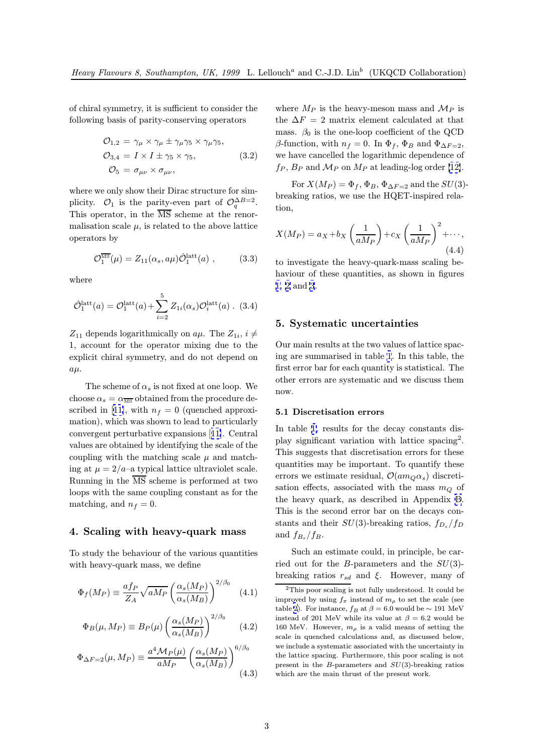of chiral symmetry, it is sufficient to consider the following basis of parity-conserving operators

$$
\begin{aligned}
\mathcal{O}_{1,2} &= \gamma_\mu \times \gamma_\mu \pm \gamma_\mu\gamma_5 \times \gamma_\mu\gamma_5, \\
\mathcal{O}_{3,4} &= I \times I \pm \gamma_5 \times \gamma_5, \\
\mathcal{O}_5 &= \sigma_{\mu\nu} \times \sigma_{\mu\nu},
\end{aligned}
\tag{3.2}
$$

where we only show their Dirac structure for simplicity. $\mathcal{O}_1$ is the parity-even part of $\mathcal{O}_q^{\Delta B=2}$. This operator, in the $\overline{\rm MS}$ scheme at the renormalisation scale $\mu$, is related to the above lattice operators by

$$
\mathcal{O}_1^{\overline{\rm MS}}(\mu) = Z_{11}(\alpha_s, a\mu)\hat{\mathcal{O}}_1^{\rm latt}(a) \ , \tag{3.3}
$$

where

$$
\hat{\mathcal{O}}_1^{\rm latt}(a) = \mathcal{O}_1^{\rm latt}(a) + \sum_{i=2}^{5} Z_{1i}(\alpha_s)\mathcal{O}_i^{\rm latt}(a) \ . \tag{3.4}
$$

$Z_{11}$ depends logarithmically on $a\mu$. The $Z_{1i}$, $i \neq 1$, account for the operator mixing due to the explicit chiral symmetry, and do not depend on $a\mu$.

The scheme of $\alpha_s$ is not fixed at one loop. We choose $\alpha_s = \alpha_{\overline{\rm MS}}$ obtained from the procedure described in [11], with $n_f = 0$ (quenched approximation), which was shown to lead to particularly convergent perturbative expansions [11]. Central values are obtained by identifying the scale of the coupling with the matching scale $\mu$ and matching at $\mu = 2/a$–a typical lattice ultraviolet scale. Running in the $\overline{\rm MS}$ scheme is performed at two loops with the same coupling constant as for the matching, and $n_f = 0$.

## 4. Scaling with heavy-quark mass

To study the behaviour of the various quantities with heavy-quark mass, we define

$$
\Phi_f(M_P) \equiv \frac{af_P}{Z_A}\sqrt{aM_P}\left(\frac{\alpha_s(M_P)}{\alpha_s(M_B)}\right)^{2/\beta_0} \tag{4.1}
$$

$$
\Phi_B(\mu, M_P) \equiv B_P(\mu)\left(\frac{\alpha_s(M_P)}{\alpha_s(M_B)}\right)^{2/\beta_0} \tag{4.2}
$$

$$
\Phi_{\Delta F=2}(\mu, M_P) \equiv \frac{a^4\mathcal{M}_P(\mu)}{aM_P}\left(\frac{\alpha_s(M_P)}{\alpha_s(M_B)}\right)^{6/\beta_0} \tag{4.3}
$$

where $M_P$ is the heavy-meson mass and $\mathcal{M}_P$ is the $\Delta F = 2$ matrix element calculated at that mass. $\beta_0$ is the one-loop coefficient of the QCD $\beta$-function, with $n_f = 0$. In $\Phi_f$, $\Phi_B$ and $\Phi_{\Delta F=2}$, we have cancelled the logarithmic dependence of $f_P$, $B_P$ and $\mathcal{M}_P$ on $M_P$ at leading-log order [12].

For $X(M_P) = \Phi_f, \Phi_B, \Phi_{\Delta F=2}$ and the $SU(3)$-breaking ratios, we use the HQET-inspired relation,

$$
X(M_P) = a_X + b_X\left(\frac{1}{aM_P}\right) + c_X\left(\frac{1}{aM_P}\right)^2 + \cdots, \tag{4.4}
$$

to investigate the heavy-quark-mass scaling behaviour of these quantities, as shown in figures 1, 2 and 3.

## 5. Systematic uncertainties

Our main results at the two values of lattice spacing are summarised in table 1. In this table, the first error bar for each quantity is statistical. The other errors are systematic and we discuss them now.

### 5.1 Discretisation errors

In table 1 results for the decay constants display significant variation with lattice spacing[2]. This suggests that discretisation errors for these quantities may be important. To quantify these errors we estimate residual, $\mathcal{O}(am_Q\alpha_s)$ discretisation effects, associated with the mass $m_Q$ of the heavy quark, as described in Appendix B. This is the second error bar on the decays constants and their $SU(3)$-breaking ratios, $f_{D_s}/f_D$ and $f_{B_s}/f_B$.

Such an estimate could, in principle, be carried out for the $B$-parameters and the $SU(3)$-breaking ratios $r_{sd}$ and $\xi$. However, many of

[2] This poor scaling is not fully understood. It could be improved by using $f_\pi$ instead of $m_\rho$ to set the scale (see table 2). For instance, $f_B$ at $\beta = 6.0$ would be $\sim 191$ MeV instead of 201 MeV while its value at $\beta = 6.2$ would be 160 MeV. However, $m_\rho$ is a valid means of setting the scale in quenched calculations and, as discussed below, we include a systematic associated with the uncertainty in the lattice spacing. Furthermore, this poor scaling is not present in the $B$-parameters and $SU(3)$-breaking ratios which are the main thrust of the present work.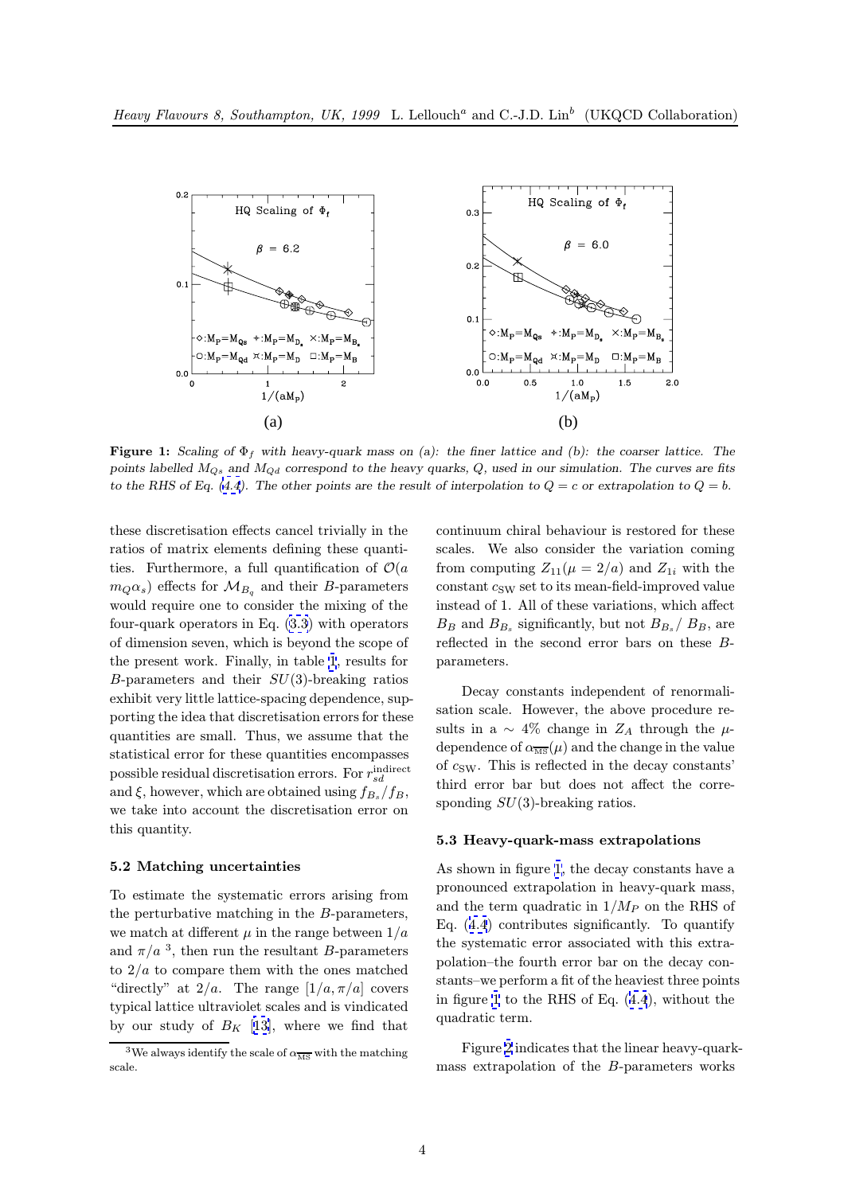**Figure 1:** *Scaling of $\Phi_f$ with heavy-quark mass on (a): the finer lattice and (b): the coarser lattice. The points labelled $M_{Qs}$ and $M_{Qd}$ correspond to the heavy quarks, $Q$, used in our simulation. The curves are fits to the RHS of Eq. (4.4). The other points are the result of interpolation to $Q = c$ or extrapolation to $Q = b$.*

these discretisation effects cancel trivially in the ratios of matrix elements defining these quantities. Furthermore, a full quantification of $\mathcal{O}(a\, m_Q \alpha_s)$ effects for $\mathcal{M}_{B_q}$ and their $B$-parameters would require one to consider the mixing of the four-quark operators in Eq. (3.3) with operators of dimension seven, which is beyond the scope of the present work. Finally, in table 1, results for $B$-parameters and their $SU(3)$-breaking ratios exhibit very little lattice-spacing dependence, supporting the idea that discretisation errors for these quantities are small. Thus, we assume that the statistical error for these quantities encompasses possible residual discretisation errors. For $r_{sd}^{\rm indirect}$ and $\xi$, however, which are obtained using $f_{B_s}/f_B$, we take into account the discretisation error on this quantity.

### 5.2 Matching uncertainties

To estimate the systematic errors arising from the perturbative matching in the $B$-parameters, we match at different $\mu$ in the range between $1/a$ and $\pi/a$ [3], then run the resultant $B$-parameters to $2/a$ to compare them with the ones matched "directly" at $2/a$. The range $[1/a, \pi/a]$ covers typical lattice ultraviolet scales and is vindicated by our study of $B_K$ [13], where we find that continuum chiral behaviour is restored for these scales. We also consider the variation coming from computing $Z_{11}(\mu = 2/a)$ and $Z_{1i}$ with the constant $c_{\rm SW}$ set to its mean-field-improved value instead of 1. All of these variations, which affect $B_B$ and $B_{B_s}$ significantly, but not $B_{B_s}/\,B_B$, are reflected in the second error bars on these $B$-parameters.

Decay constants independent of renormalisation scale. However, the above procedure results in a $\sim 4\%$ change in $Z_A$ through the $\mu$-dependence of $\alpha_{\overline{\rm MS}}(\mu)$ and the change in the value of $c_{\rm SW}$. This is reflected in the decay constants' third error bar but does not affect the corresponding $SU(3)$-breaking ratios.

[3] We always identify the scale of $\alpha_{\overline{\rm MS}}$ with the matching scale.

### 5.3 Heavy-quark-mass extrapolations

As shown in figure 1, the decay constants have a pronounced extrapolation in heavy-quark mass, and the term quadratic in $1/M_P$ on the RHS of Eq. (4.4) contributes significantly. To quantify the systematic error associated with this extrapolation–the fourth error bar on the decay constants–we perform a fit of the heaviest three points in figure 1 to the RHS of Eq. (4.4), without the quadratic term.

Figure 2 indicates that the linear heavy-quark-mass extrapolation of the $B$-parameters works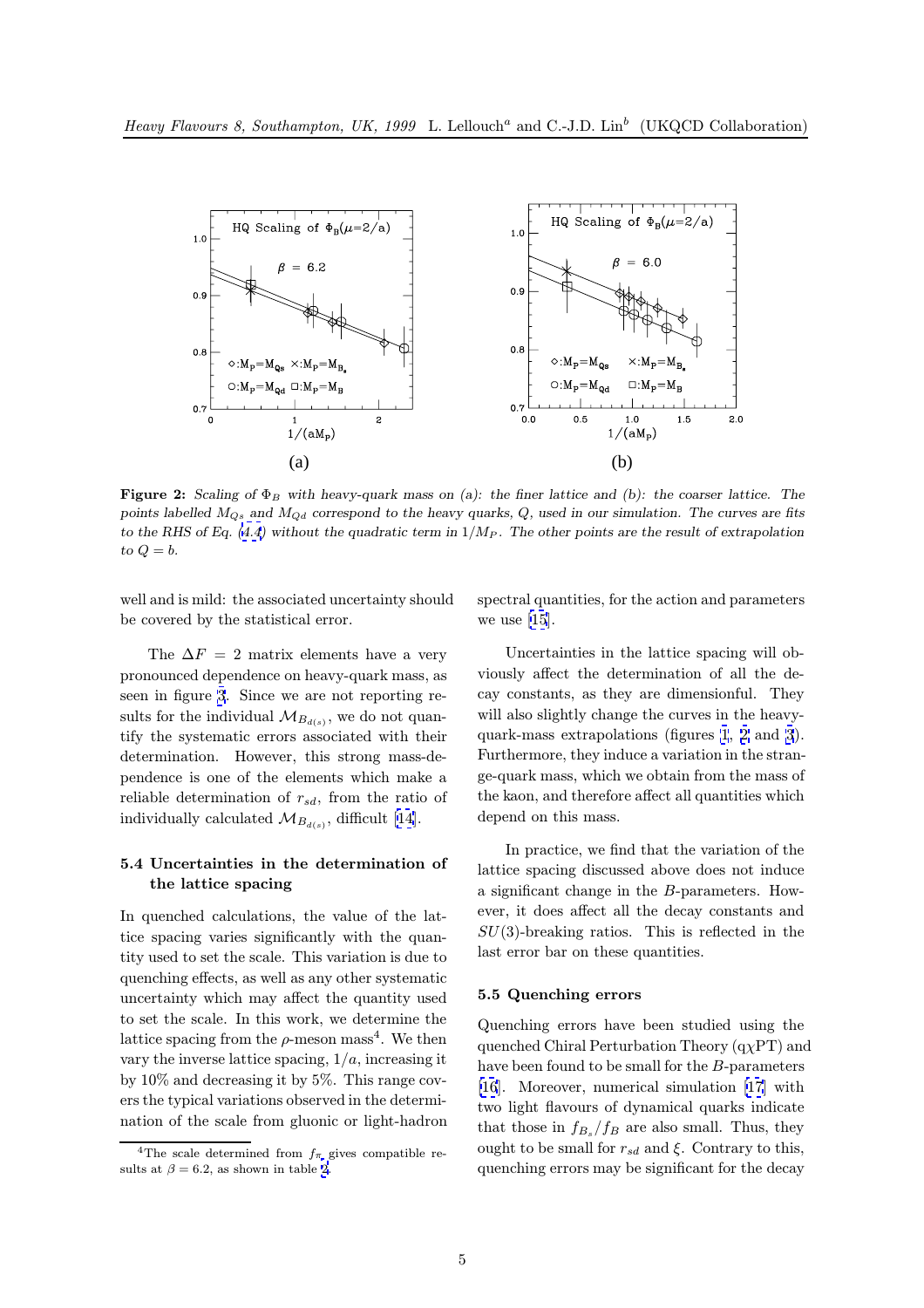**Figure 2:** *Scaling of $\Phi_B$ with heavy-quark mass on (a): the finer lattice and (b): the coarser lattice. The points labelled $M_{Qs}$ and $M_{Qd}$ correspond to the heavy quarks, $Q$, used in our simulation. The curves are fits to the RHS of Eq. (4.4) without the quadratic term in $1/M_P$. The other points are the result of extrapolation to $Q = b$.*

well and is mild: the associated uncertainty should be covered by the statistical error.

The $\Delta F = 2$ matrix elements have a very pronounced dependence on heavy-quark mass, as seen in figure 3. Since we are not reporting results for the individual $\mathcal{M}_{B_{d(s)}}$, we do not quantify the systematic errors associated with their determination. However, this strong mass-dependence is one of the elements which make a reliable determination of $r_{sd}$, from the ratio of individually calculated $\mathcal{M}_{B_{d(s)}}$, difficult [14].

### 5.4 Uncertainties in the determination of the lattice spacing

In quenched calculations, the value of the lattice spacing varies significantly with the quantity used to set the scale. This variation is due to quenching effects, as well as any other systematic uncertainty which may affect the quantity used to set the scale. In this work, we determine the lattice spacing from the $\rho$-meson mass[4]. We then vary the inverse lattice spacing, $1/a$, increasing it by 10% and decreasing it by 5%. This range covers the typical variations observed in the determination of the scale from gluonic or light-hadron spectral quantities, for the action and parameters we use [15].

Uncertainties in the lattice spacing will obviously affect the determination of all the decay constants, as they are dimensionful. They will also slightly change the curves in the heavy-quark-mass extrapolations (figures 1, 2 and 3). Furthermore, they induce a variation in the strange-quark mass, which we obtain from the mass of the kaon, and therefore affect all quantities which depend on this mass.

In practice, we find that the variation of the lattice spacing discussed above does not induce a significant change in the $B$-parameters. However, it does affect all the decay constants and $SU(3)$-breaking ratios. This is reflected in the last error bar on these quantities.

### 5.5 Quenching errors

Quenching errors have been studied using the quenched Chiral Perturbation Theory (q$\chi$PT) and have been found to be small for the $B$-parameters [16]. Moreover, numerical simulation [17] with two light flavours of dynamical quarks indicate that those in $f_{B_s}/f_B$ are also small. Thus, they ought to be small for $r_{sd}$ and $\xi$. Contrary to this, quenching errors may be significant for the decay

[4] The scale determined from $f_\pi$ gives compatible results at $\beta = 6.2$, as shown in table 2.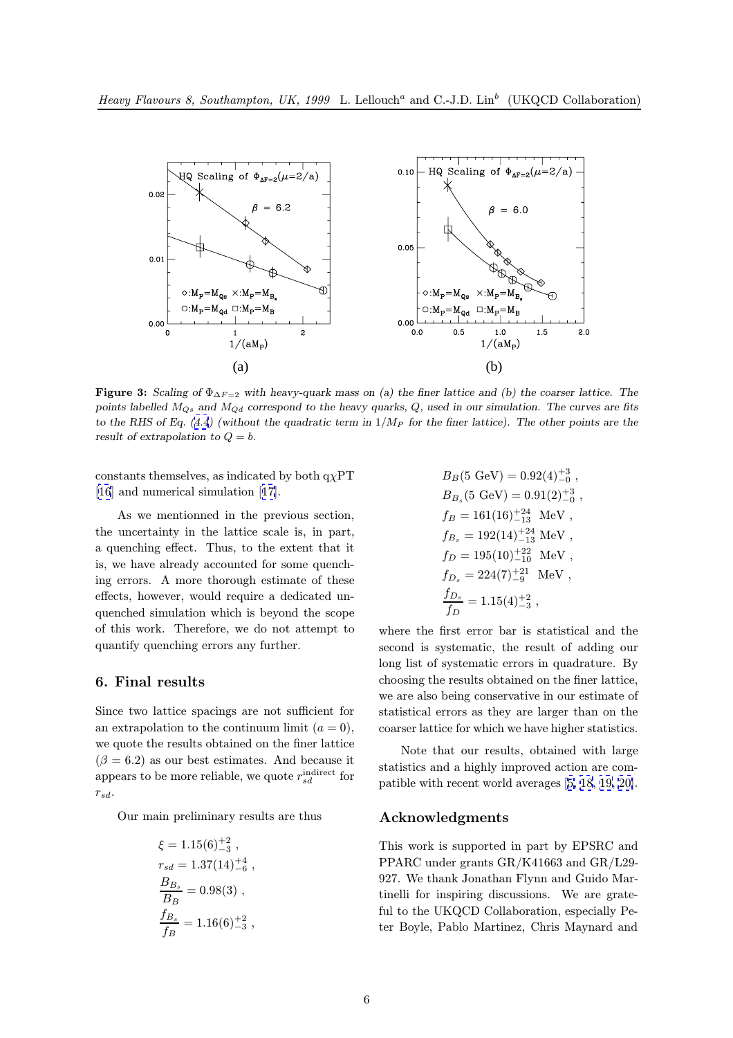**Figure 3:** *Scaling of $\Phi_{\Delta F=2}$ with heavy-quark mass on (a) the finer lattice and (b) the coarser lattice. The points labelled $M_{Qs}$ and $M_{Qd}$ correspond to the heavy quarks, $Q$, used in our simulation. The curves are fits to the RHS of Eq. (4.4) (without the quadratic term in $1/M_P$ for the finer lattice). The other points are the result of extrapolation to $Q = b$.*

constants themselves, as indicated by both q$\chi$PT [16] and numerical simulation [17].

As we mentionned in the previous section, the uncertainty in the lattice scale is, in part, a quenching effect. Thus, to the extent that it is, we have already accounted for some quenching errors. A more thorough estimate of these effects, however, would require a dedicated unquenched simulation which is beyond the scope of this work. Therefore, we do not attempt to quantify quenching errors any further.

## 6. Final results

Since two lattice spacings are not sufficient for an extrapolation to the continuum limit ($a = 0$), we quote the results obtained on the finer lattice ($\beta = 6.2$) as our best estimates. And because it appears to be more reliable, we quote $r_{sd}^{\text{indirect}}$ for $r_{sd}$.

Our main preliminary results are thus

$$
\begin{aligned}
\xi &= 1.15(6)^{+2}_{-3} \,, \\
r_{sd} &= 1.37(14)^{+4}_{-6} \,, \\
\frac{B_{B_s}}{B_B} &= 0.98(3) \,, \\
\frac{f_{B_s}}{f_B} &= 1.16(6)^{+2}_{-3} \,, \\
B_B(5\ \text{GeV}) &= 0.92(4)^{+3}_{-0} \,, \\
B_{B_s}(5\ \text{GeV}) &= 0.91(2)^{+3}_{-0} \,, \\
f_B &= 161(16)^{+24}_{-13}\ \text{MeV} \,, \\
f_{B_s} &= 192(14)^{+24}_{-13}\ \text{MeV} \,, \\
f_D &= 195(10)^{+22}_{-10}\ \text{MeV} \,, \\
f_{D_s} &= 224(7)^{+21}_{-9}\ \text{MeV} \,, \\
\frac{f_{D_s}}{f_D} &= 1.15(4)^{+2}_{-3} \,,
\end{aligned}
$$

where the first error bar is statistical and the second is systematic, the result of adding our long list of systematic errors in quadrature. By choosing the results obtained on the finer lattice, we are also being conservative in our estimate of statistical errors as they are larger than on the coarser lattice for which we have higher statistics.

Note that our results, obtained with large statistics and a highly improved action are compatible with recent world averages [5, 18, 19, 20].

## Acknowledgments

This work is supported in part by EPSRC and PPARC under grants GR/K41663 and GR/L29-927. We thank Jonathan Flynn and Guido Martinelli for inspiring discussions. We are grateful to the UKQCD Collaboration, especially Peter Boyle, Pablo Martinez, Chris Maynard and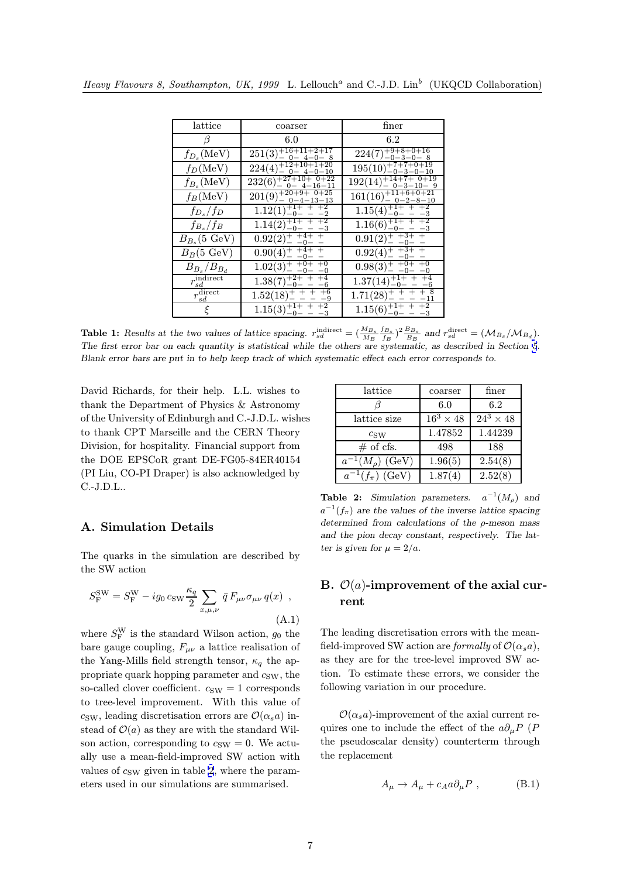| lattice | coarser | finer |
|---|---|---|
| $\beta$ | 6.0 | 6.2 |
| $f_{D_s}$(MeV) | $251(3)^{+16+11+2+17}_{-\ 0-\ 4-0-\ 8}$ | $224(7)^{+9+8+0+16}_{-0-3-0-\ 8}$ |
| $f_D$(MeV) | $224(4)^{+12+10+1+20}_{-\ 0-\ 4-0-10}$ | $195(10)^{+7+7+0+19}_{-0-3-0-10}$ |
| $f_{B_s}$(MeV) | $232(6)^{+27+10+\ 0+22}_{-\ 0-\ 4-16-11}$ | $192(14)^{+14+7+\ 0+19}_{-\ 0-3-10-\ 9}$ |
| $f_B$(MeV) | $201(9)^{+20+9+\ 0+25}_{-\ 0-4-13-13}$ | $161(16)^{+11+6+0+21}_{-\ 0-2-8-10}$ |
| $f_{D_s}/f_D$ | $1.12(1)^{+1+\ +\ +2}_{-0-\ -\ -2}$ | $1.15(4)^{+1+\ +\ +2}_{-0-\ -\ -3}$ |
| $f_{B_s}/f_B$ | $1.14(2)^{+1+\ +\ +2}_{-0-\ -\ -3}$ | $1.16(6)^{+1+\ +\ +2}_{-0-\ -\ -3}$ |
| $B_{B_s}$(5 GeV) | $0.92(2)^{+\ +4+\ +}_{-\ -0-\ -}$ | $0.91(2)^{+\ +3+\ +}_{-\ -0-\ -}$ |
| $B_B$(5 GeV) | $0.90(4)^{+\ +4+\ +}_{-\ -0-\ -}$ | $0.92(4)^{+\ +3+\ +}_{-\ -0-\ -}$ |
| $B_{B_s}/B_{B_d}$ | $1.02(3)^{+\ +0+\ +0}_{-\ -0-\ -0}$ | $0.98(3)^{+\ +0+\ +0}_{-\ -0-\ -0}$ |
| $r_{sd}^{\rm indirect}$ | $1.38(7)^{+2+\ +\ +4}_{-0-\ -\ -6}$ | $1.37(14)^{+1+\ +\ +4}_{-0-\ -\ -6}$ |
| $r_{sd}^{\rm direct}$ | $1.52(18)^{+\ +\ +\ +6}_{-\ -\ -\ -9}$ | $1.71(28)^{+\ +\ +\ +8}_{-\ -\ -\ -11}$ |
| $\xi$ | $1.15(3)^{+1+\ +\ +2}_{-0-\ -\ -3}$ | $1.15(6)^{+1+\ +\ +2}_{-0-\ -\ -3}$ |

**Table 1:** *Results at the two values of lattice spacing. $r_{sd}^{\rm indirect}=(\frac{M_{B_s}}{M_B}\frac{f_{B_s}}{f_B})^2\frac{B_{B_s}}{B_B}$ and $r_{sd}^{\rm direct}=(\mathcal{M}_{B_s}/\mathcal{M}_{B_d})$. The first error bar on each quantity is statistical while the others are systematic, as described in Section 5. Blank error bars are put in to help keep track of which systematic effect each error corresponds to.*

David Richards, for their help. L.L. wishes to thank the Department of Physics & Astronomy of the University of Edinburgh and C.-J.D.L. wishes to thank CPT Marseille and the CERN Theory Division, for hospitality. Financial support from the DOE EPSCoR grant DE-FG05-84ER40154 (PI Liu, CO-PI Draper) is also acknowledged by C.-J.D.L..

## A. Simulation Details

The quarks in the simulation are described by the SW action

$$S_{\rm F}^{\rm SW}=S_{\rm F}^{\rm W}-ig_0\,c_{\rm SW}\frac{\kappa_q}{2}\sum_{x,\mu,\nu}\bar{q}\,F_{\mu\nu}\sigma_{\mu\nu}\,q(x)\ , \tag{A.1}$$

where $S_{\rm F}^{\rm W}$ is the standard Wilson action, $g_0$ the bare gauge coupling, $F_{\mu\nu}$ a lattice realisation of the Yang-Mills field strength tensor, $\kappa_q$ the appropriate quark hopping parameter and $c_{\rm SW}$, the so-called clover coefficient. $c_{\rm SW}=1$ corresponds to tree-level improvement. With this value of $c_{\rm SW}$, leading discretisation errors are $\mathcal{O}(\alpha_s a)$ instead of $\mathcal{O}(a)$ as they are with the standard Wilson action, corresponding to $c_{\rm SW}=0$. We actually use a mean-field-improved SW action with values of $c_{\rm SW}$ given in table 2, where the parameters used in our simulations are summarised.

| lattice | coarser | finer |
|---|---|---|
| $\beta$ | 6.0 | 6.2 |
| lattice size | $16^3\times 48$ | $24^3\times 48$ |
| $c_{\rm SW}$ | 1.47852 | 1.44239 |
| # of cfs. | 498 | 188 |
| $a^{-1}(M_\rho)$ (GeV) | 1.96(5) | 2.54(8) |
| $a^{-1}(f_\pi)$ (GeV) | 1.87(4) | 2.52(8) |

**Table 2:** *Simulation parameters. $a^{-1}(M_\rho)$ and $a^{-1}(f_\pi)$ are the values of the inverse lattice spacing determined from calculations of the $\rho$-meson mass and the pion decay constant, respectively. The latter is given for $\mu=2/a$.*

## B. $\mathcal{O}(a)$-improvement of the axial current

The leading discretisation errors with the mean-field-improved SW action are *formally* of $\mathcal{O}(\alpha_s a)$, as they are for the tree-level improved SW action. To estimate these errors, we consider the following variation in our procedure.

$\mathcal{O}(\alpha_s a)$-improvement of the axial current requires one to include the effect of the $a\partial_\mu P$ ($P$ the pseudoscalar density) counterterm through the replacement

$$A_\mu\to A_\mu+c_A a\partial_\mu P\ , \tag{B.1}$$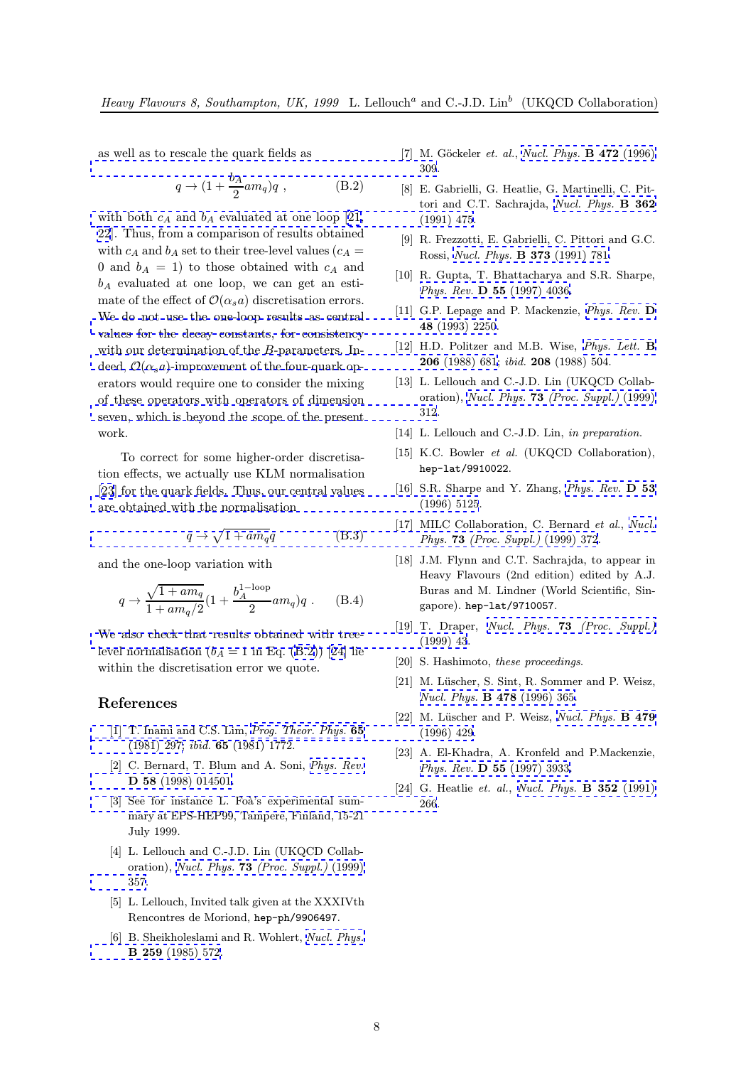as well as to rescale the quark fields as

$$q \to (1 + \frac{b_A}{2} am_q)q \ , \qquad \text{(B.2)}$$

with both $c_A$ and $b_A$ evaluated at one loop [21, 22]. Thus, from a comparison of results obtained with $c_A$ and $b_A$ set to their tree-level values ($c_A = 0$ and $b_A = 1$) to those obtained with $c_A$ and $b_A$ evaluated at one loop, we can get an estimate of the effect of $\mathcal{O}(\alpha_s a)$ discretisation errors. We do not use the one-loop results as central values for the decay constants, for consistency with our determination of the $B$-parameters. Indeed, $\mathcal{O}(\alpha_s a)$-improvement of the four-quark operators would require one to consider the mixing of these operators with operators of dimension seven, which is beyond the scope of the present work.

To correct for some higher-order discretisation effects, we actually use KLM normalisation [23] for the quark fields. Thus, our central values are obtained with the normalisation

$$q \to \sqrt{1 + am_q} q \qquad \text{(B.3)}$$

and the one-loop variation with

$$q \to \frac{\sqrt{1 + am_q}}{1 + am_q/2}(1 + \frac{b_A^{1-\text{loop}}}{2} am_q)q \ . \qquad \text{(B.4)}$$

We also check that results obtained with tree-level normalisation ($b_A = 1$ in Eq. (B.2)) [24] lie within the discretisation error we quote.

## References

[1] T. Inami and C.S. Lim, *Prog. Theor. Phys.* **65** (1981) 297; *ibid.* **65** (1981) 1772.

[2] C. Bernard, T. Blum and A. Soni, *Phys. Rev.* **D 58** (1998) 014501.

[3] See for instance L. Foa's experimental summary at EPS-HEP99, Tampere, Finland, 15-21 July 1999.

[4] L. Lellouch and C.-J.D. Lin (UKQCD Collaboration), *Nucl. Phys.* **73** *(Proc. Suppl.)* (1999) 357.

[5] L. Lellouch, Invited talk given at the XXXIVth Rencontres de Moriond, hep-ph/9906497.

[6] B. Sheikholeslami and R. Wohlert, *Nucl. Phys.* **B 259** (1985) 572.

[7] M. Göckeler *et. al.*, *Nucl. Phys.* **B 472** (1996) 309.

[8] E. Gabrielli, G. Heatlie, G. Martinelli, C. Pittori and C.T. Sachrajda, *Nucl. Phys.* **B 362** (1991) 475.

[9] R. Frezzotti, E. Gabrielli, C. Pittori and G.C. Rossi, *Nucl. Phys.* **B 373** (1991) 781.

[10] R. Gupta, T. Bhattacharya and S.R. Sharpe, *Phys. Rev.* **D 55** (1997) 4036.

[11] G.P. Lepage and P. Mackenzie, *Phys. Rev.* **D 48** (1993) 2250.

[12] H.D. Politzer and M.B. Wise, *Phys. Lett.* **B 206** (1988) 681; *ibid.* **208** (1988) 504.

[13] L. Lellouch and C.-J.D. Lin (UKQCD Collaboration), *Nucl. Phys.* **73** *(Proc. Suppl.)* (1999) 312.

[14] L. Lellouch and C.-J.D. Lin, *in preparation.*

[15] K.C. Bowler *et al.* (UKQCD Collaboration), hep-lat/9910022.

[16] S.R. Sharpe and Y. Zhang, *Phys. Rev.* **D 53** (1996) 5125.

[17] MILC Collaboration, C. Bernard *et al.*, *Nucl. Phys.* **73** *(Proc. Suppl.)* (1999) 372.

[18] J.M. Flynn and C.T. Sachrajda, to appear in Heavy Flavours (2nd edition) edited by A.J. Buras and M. Lindner (World Scientific, Singapore). hep-lat/9710057.

[19] T. Draper, *Nucl. Phys.* **73** *(Proc. Suppl.)* (1999) 43.

[20] S. Hashimoto, *these proceedings.*

[21] M. Lüscher, S. Sint, R. Sommer and P. Weisz, *Nucl. Phys.* **B 478** (1996) 365.

[22] M. Lüscher and P. Weisz, *Nucl. Phys.* **B 479** (1996) 429.

[23] A. El-Khadra, A. Kronfeld and P.Mackenzie, *Phys. Rev.* **D 55** (1997) 3933.

[24] G. Heatlie *et. al.*, *Nucl. Phys.* **B 352** (1991) 266.